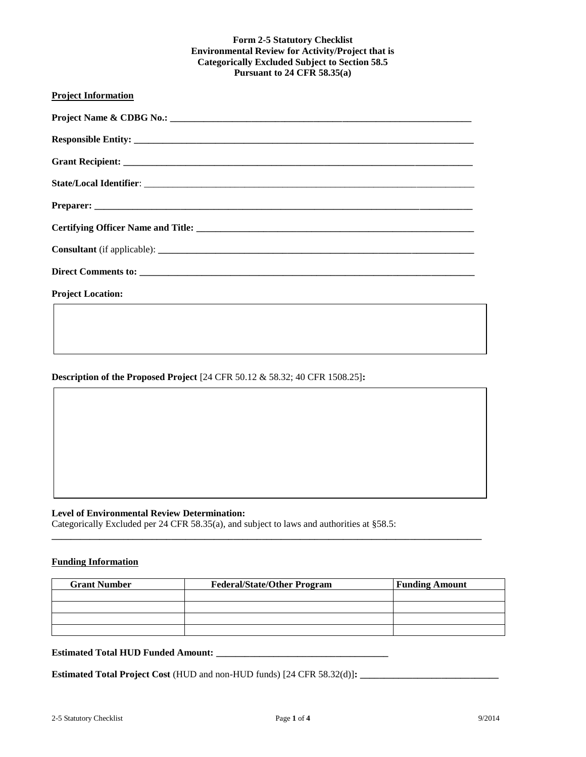**Form 2-5 Statutory Checklist**
**Environmental Review for Activity/Project that is**
**Categorically Excluded Subject to Section 58.5**
**Pursuant to 24 CFR 58.35(a)**

**Project Information**

**Project Name & CDBG No.:** ________________________________________________________________

**Responsible Entity:** ______________________________________________________________________

**Grant Recipient:** ________________________________________________________________________

**State/Local Identifier**: ____________________________________________________________________

**Preparer:** _____________________________________________________________________________

**Certifying Officer Name and Title:** ________________________________________________________

**Consultant** (if applicable): _________________________________________________________________

**Direct Comments to:** _____________________________________________________________________

**Project Location:**

**Description of the Proposed Project** [24 CFR 50.12 & 58.32; 40 CFR 1508.25]**:**

**Level of Environmental Review Determination:**
Categorically Excluded per 24 CFR 58.35(a), and subject to laws and authorities at §58.5:

___________________________________________________________________________________________

**Funding Information**

| Grant Number | Federal/State/Other Program | Funding Amount |
|---|---|---|
| | | |
| | | |
| | | |
| | | |

**Estimated Total HUD Funded Amount:** ____________________________________

**Estimated Total Project Cost** (HUD and non-HUD funds) [24 CFR 58.32(d)]**:** _____________________________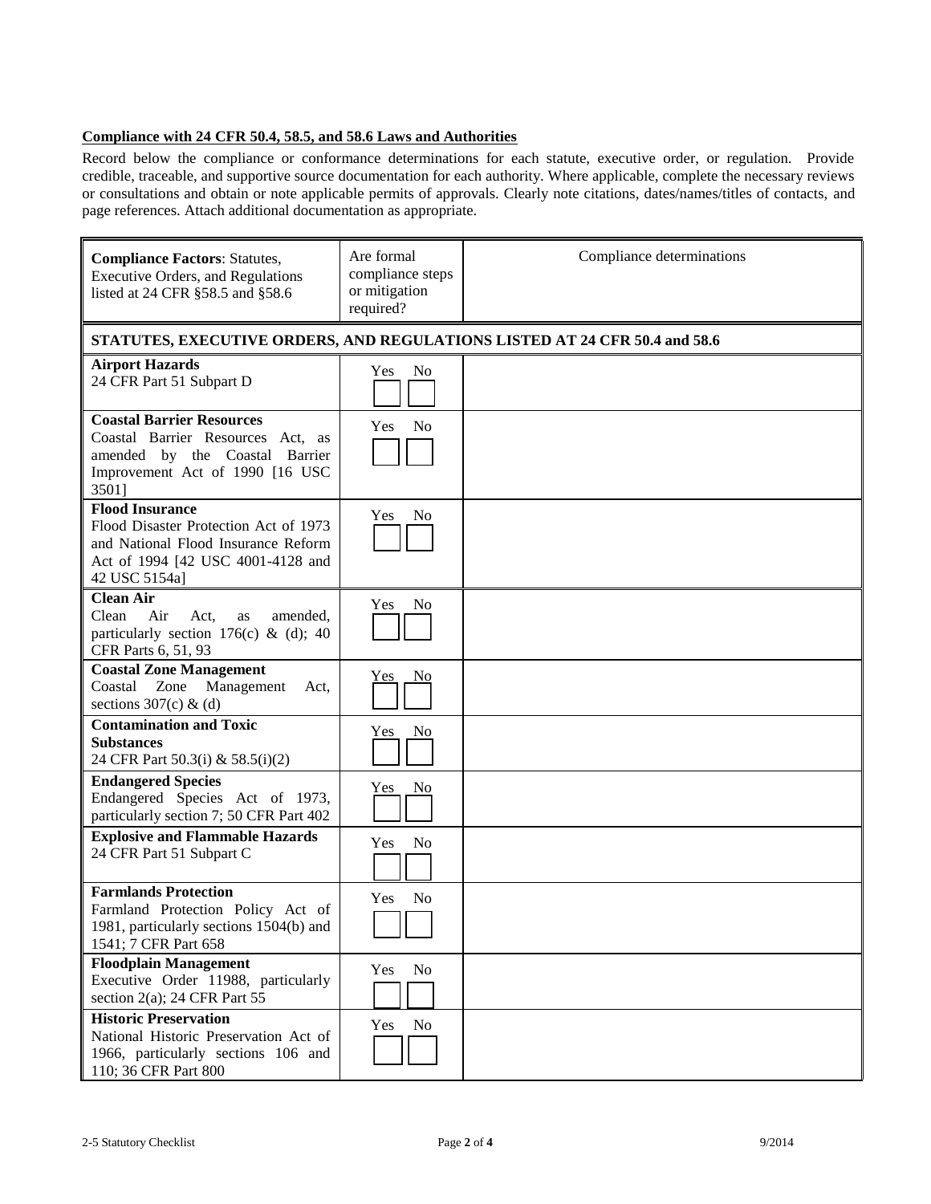**Compliance with 24 CFR 50.4, 58.5, and 58.6 Laws and Authorities**

Record below the compliance or conformance determinations for each statute, executive order, or regulation. Provide credible, traceable, and supportive source documentation for each authority. Where applicable, complete the necessary reviews or consultations and obtain or note applicable permits of approvals. Clearly note citations, dates/names/titles of contacts, and page references. Attach additional documentation as appropriate.

| **Compliance Factors**: Statutes, Executive Orders, and Regulations listed at 24 CFR §58.5 and §58.6 | Are formal compliance steps or mitigation required? | Compliance determinations |
|---|---|---|
| **STATUTES, EXECUTIVE ORDERS, AND REGULATIONS LISTED AT 24 CFR 50.4 and 58.6** | | |
| **Airport Hazards**<br>24 CFR Part 51 Subpart D | Yes ☐ No ☐ | |
| **Coastal Barrier Resources**<br>Coastal Barrier Resources Act, as amended by the Coastal Barrier Improvement Act of 1990 [16 USC 3501] | Yes ☐ No ☐ | |
| **Flood Insurance**<br>Flood Disaster Protection Act of 1973 and National Flood Insurance Reform Act of 1994 [42 USC 4001-4128 and 42 USC 5154a] | Yes ☐ No ☐ | |
| **Clean Air**<br>Clean Air Act, as amended, particularly section 176(c) & (d); 40 CFR Parts 6, 51, 93 | Yes ☐ No ☐ | |
| **Coastal Zone Management**<br>Coastal Zone Management Act, sections 307(c) & (d) | Yes ☐ No ☐ | |
| **Contamination and Toxic Substances**<br>24 CFR Part 50.3(i) & 58.5(i)(2) | Yes ☐ No ☐ | |
| **Endangered Species**<br>Endangered Species Act of 1973, particularly section 7; 50 CFR Part 402 | Yes ☐ No ☐ | |
| **Explosive and Flammable Hazards**<br>24 CFR Part 51 Subpart C | Yes ☐ No ☐ | |
| **Farmlands Protection**<br>Farmland Protection Policy Act of 1981, particularly sections 1504(b) and 1541; 7 CFR Part 658 | Yes ☐ No ☐ | |
| **Floodplain Management**<br>Executive Order 11988, particularly section 2(a); 24 CFR Part 55 | Yes ☐ No ☐ | |
| **Historic Preservation**<br>National Historic Preservation Act of 1966, particularly sections 106 and 110; 36 CFR Part 800 | Yes ☐ No ☐ | |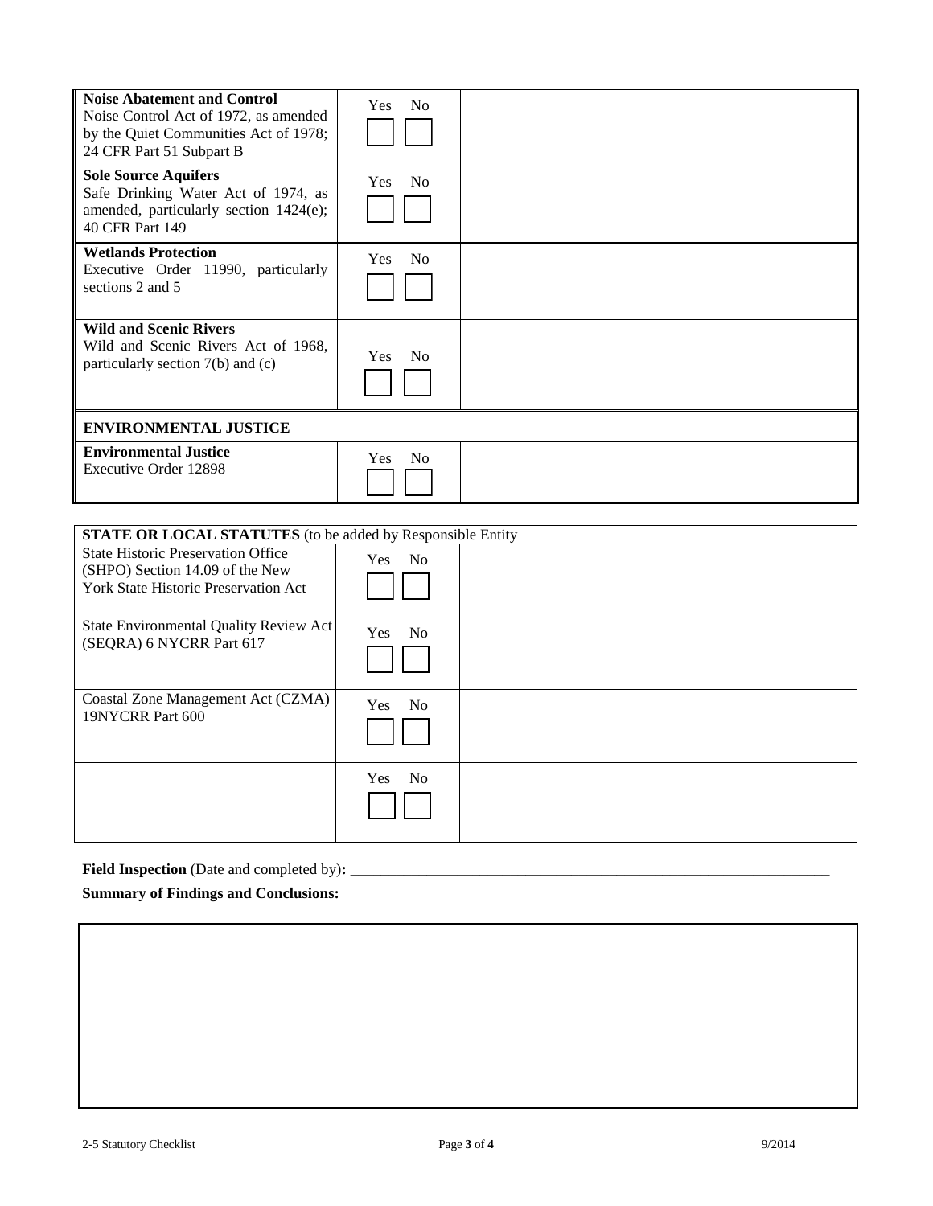| | | |
|---|---|---|
| **Noise Abatement and Control** Noise Control Act of 1972, as amended by the Quiet Communities Act of 1978; 24 CFR Part 51 Subpart B | Yes No ☐ ☐ | |
| **Sole Source Aquifers** Safe Drinking Water Act of 1974, as amended, particularly section 1424(e); 40 CFR Part 149 | Yes No ☐ ☐ | |
| **Wetlands Protection** Executive Order 11990, particularly sections 2 and 5 | Yes No ☐ ☐ | |
| **Wild and Scenic Rivers** Wild and Scenic Rivers Act of 1968, particularly section 7(b) and (c) | Yes No ☐ ☐ | |
| **ENVIRONMENTAL JUSTICE** | | |
| **Environmental Justice** Executive Order 12898 | Yes No ☐ ☐ | |

| **STATE OR LOCAL STATUTES** (to be added by Responsible Entity | | |
|---|---|---|
| State Historic Preservation Office (SHPO) Section 14.09 of the New York State Historic Preservation Act | Yes No ☐ ☐ | |
| State Environmental Quality Review Act (SEQRA) 6 NYCRR Part 617 | Yes No ☐ ☐ | |
| Coastal Zone Management Act (CZMA) 19NYCRR Part 600 | Yes No ☐ ☐ | |
| | Yes No ☐ ☐ | |

**Field Inspection** (Date and completed by)**: ____________________________________________________________________**

**Summary of Findings and Conclusions:**

| |
|---|
| |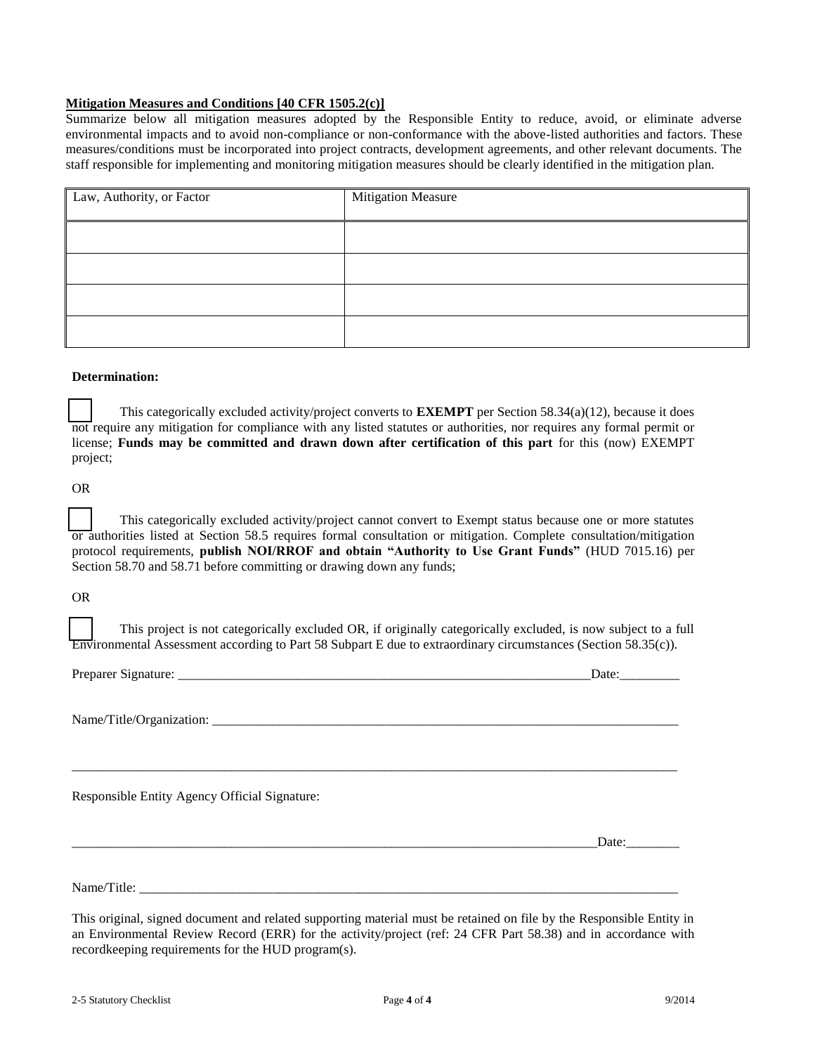**Mitigation Measures and Conditions [40 CFR 1505.2(c)]**

Summarize below all mitigation measures adopted by the Responsible Entity to reduce, avoid, or eliminate adverse environmental impacts and to avoid non-compliance or non-conformance with the above-listed authorities and factors. These measures/conditions must be incorporated into project contracts, development agreements, and other relevant documents. The staff responsible for implementing and monitoring mitigation measures should be clearly identified in the mitigation plan.

| Law, Authority, or Factor | Mitigation Measure |
|---|---|
| | |
| | |
| | |
| | |

**Determination:**

☐ This categorically excluded activity/project converts to **EXEMPT** per Section 58.34(a)(12), because it does not require any mitigation for compliance with any listed statutes or authorities, nor requires any formal permit or license; **Funds may be committed and drawn down after certification of this part** for this (now) EXEMPT project;

OR

☐ This categorically excluded activity/project cannot convert to Exempt status because one or more statutes or authorities listed at Section 58.5 requires formal consultation or mitigation. Complete consultation/mitigation protocol requirements, **publish NOI/RROF and obtain "Authority to Use Grant Funds"** (HUD 7015.16) per Section 58.70 and 58.71 before committing or drawing down any funds;

OR

☐ This project is not categorically excluded OR, if originally categorically excluded, is now subject to a full Environmental Assessment according to Part 58 Subpart E due to extraordinary circumstances (Section 58.35(c)).

Preparer Signature: ________________________________________________________________Date:_________

Name/Title/Organization: __________________________________________________________________________

_____________________________________________________________________________________________

Responsible Entity Agency Official Signature:

_________________________________________________________________________________Date:________

Name/Title: ________________________________________________________________________________________

This original, signed document and related supporting material must be retained on file by the Responsible Entity in an Environmental Review Record (ERR) for the activity/project (ref: 24 CFR Part 58.38) and in accordance with recordkeeping requirements for the HUD program(s).